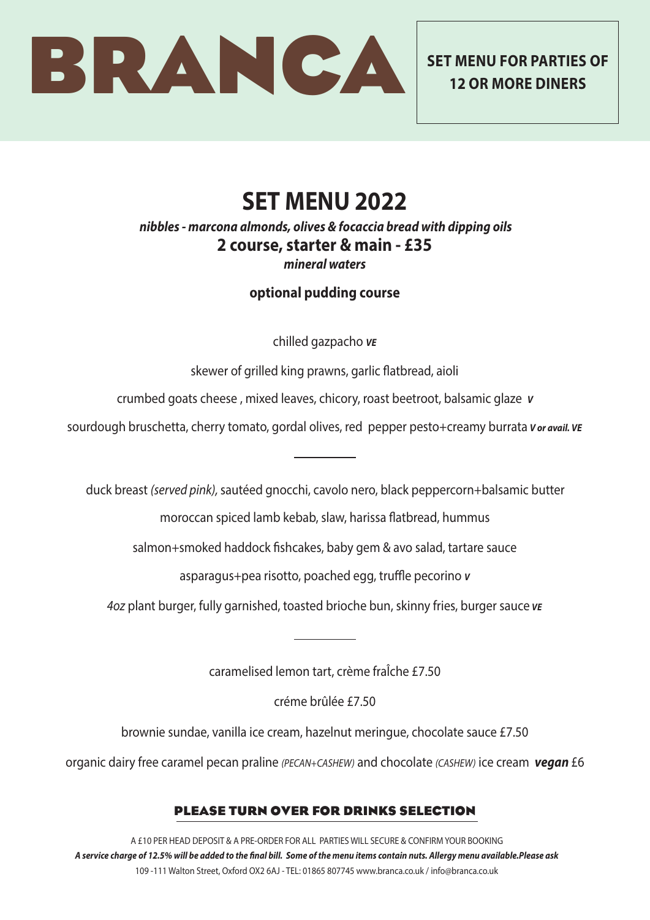# BRANCA

**SET MENU FOR PARTIES OF 12 OR MORE DINERS**

## SET MENU 2022

***nibbles - marcona almonds, olives & focaccia bread with dipping oils***

**2 course, starter & main - £35**

***mineral waters***

**optional pudding course**

chilled gazpacho ***VE***

skewer of grilled king prawns, garlic flatbread, aioli

crumbed goats cheese , mixed leaves, chicory, roast beetroot, balsamic glaze ***V***

sourdough bruschetta, cherry tomato, gordal olives, red pepper pesto+creamy burrata ***V or avail. VE***

---

duck breast *(served pink),* sautéed gnocchi, cavolo nero, black peppercorn+balsamic butter

moroccan spiced lamb kebab, slaw, harissa flatbread, hummus

salmon+smoked haddock fishcakes, baby gem & avo salad, tartare sauce

asparagus+pea risotto, poached egg, truffle pecorino ***V***

*4oz* plant burger, fully garnished, toasted brioche bun, skinny fries, burger sauce ***VE***

---

caramelised lemon tart, crème fraÎche £7.50

créme brûlée £7.50

brownie sundae, vanilla ice cream, hazelnut meringue, chocolate sauce £7.50

organic dairy free caramel pecan praline *(PECAN+CASHEW)* and chocolate *(CASHEW)* ice cream ***vegan*** £6

**PLEASE TURN OVER FOR DRINKS SELECTION**

A £10 PER HEAD DEPOSIT & A PRE-ORDER FOR ALL PARTIES WILL SECURE & CONFIRM YOUR BOOKING

***A service charge of 12.5% will be added to the final bill. Some of the menu items contain nuts. Allergy menu available.Please ask***

109 -111 Walton Street, Oxford OX2 6AJ - TEL: 01865 807745 www.branca.co.uk / info@branca.co.uk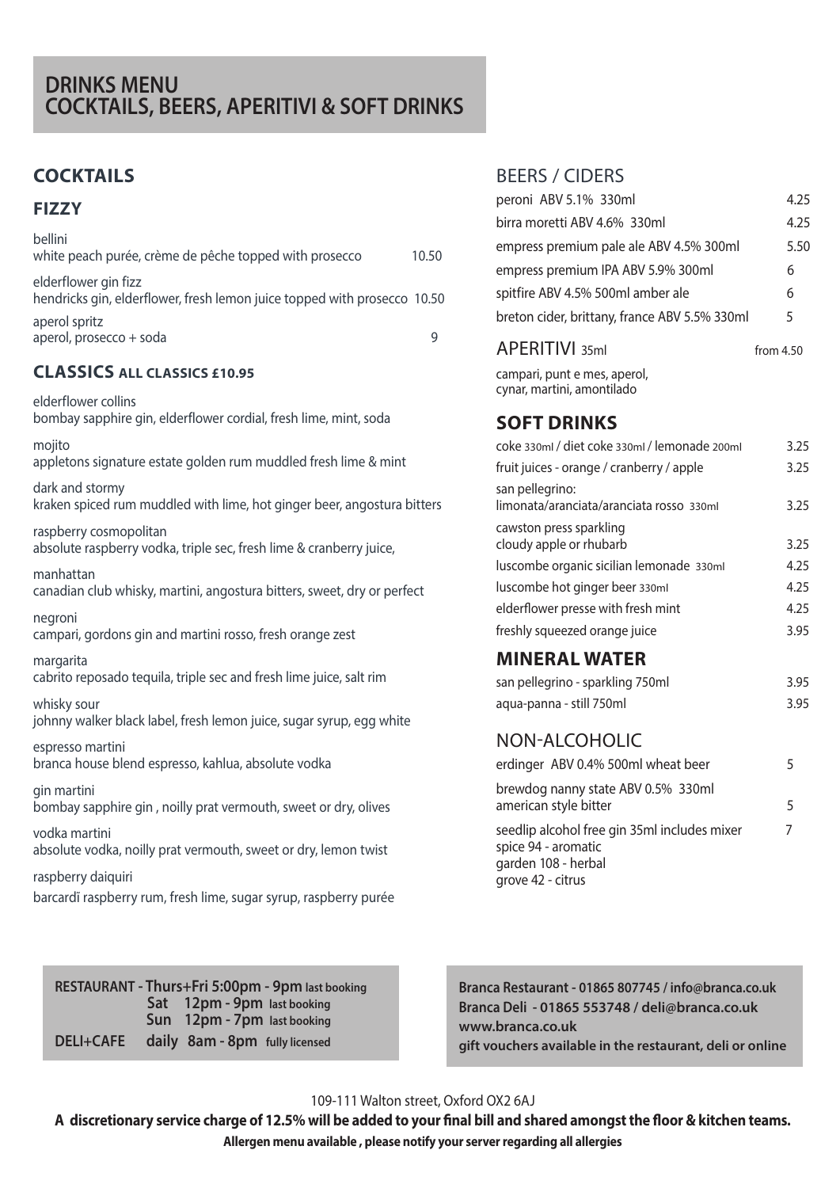# DRINKS MENU
# COCKTAILS, BEERS, APERITIVI & SOFT DRINKS

## COCKTAILS

### FIZZY

| | |
|---|---|
| bellini<br>white peach purée, crème de pêche topped with prosecco | 10.50 |
| elderflower gin fizz<br>hendricks gin, elderflower, fresh lemon juice topped with prosecco | 10.50 |
| aperol spritz<br>aperol, prosecco + soda | 9 |

### CLASSICS ALL CLASSICS £10.95

elderflower collins
bombay sapphire gin, elderflower cordial, fresh lime, mint, soda

mojito
appletons signature estate golden rum muddled fresh lime & mint

dark and stormy
kraken spiced rum muddled with lime, hot ginger beer, angostura bitters

raspberry cosmopolitan
absolute raspberry vodka, triple sec, fresh lime & cranberry juice,

manhattan
canadian club whisky, martini, angostura bitters, sweet, dry or perfect

negroni
campari, gordons gin and martini rosso, fresh orange zest

margarita
cabrito reposado tequila, triple sec and fresh lime juice, salt rim

whisky sour
johnny walker black label, fresh lemon juice, sugar syrup, egg white

espresso martini
branca house blend espresso, kahlua, absolute vodka

gin martini
bombay sapphire gin , noilly prat vermouth, sweet or dry, olives

vodka martini
absolute vodka, noilly prat vermouth, sweet or dry, lemon twist

raspberry daiquiri
barcardï raspberry rum, fresh lime, sugar syrup, raspberry purée

## BEERS / CIDERS

| | |
|---|---|
| peroni ABV 5.1% 330ml | 4.25 |
| birra moretti ABV 4.6% 330ml | 4.25 |
| empress premium pale ale ABV 4.5% 300ml | 5.50 |
| empress premium IPA ABV 5.9% 300ml | 6 |
| spitfire ABV 4.5% 500ml amber ale | 6 |
| breton cider, brittany, france ABV 5.5% 330ml | 5 |

## APERITIVI 35ml from 4.50

campari, punt e mes, aperol,
cynar, martini, amontilado

## SOFT DRINKS

| | |
|---|---|
| coke 330ml / diet coke 330ml / lemonade 200ml | 3.25 |
| fruit juices - orange / cranberry / apple | 3.25 |
| san pellegrino:<br>limonata/aranciata/aranciata rosso 330ml | 3.25 |
| cawston press sparkling<br>cloudy apple or rhubarb | 3.25 |
| luscombe organic sicilian lemonade 330ml | 4.25 |
| luscombe hot ginger beer 330ml | 4.25 |
| elderflower presse with fresh mint | 4.25 |
| freshly squeezed orange juice | 3.95 |

## MINERAL WATER

| | |
|---|---|
| san pellegrino - sparkling 750ml | 3.95 |
| aqua-panna - still 750ml | 3.95 |

## NON-ALCOHOLIC

| | |
|---|---|
| erdinger ABV 0.4% 500ml wheat beer | 5 |
| brewdog nanny state ABV 0.5% 330ml<br>american style bitter | 5 |
| seedlip alcohol free gin 35ml includes mixer<br>spice 94 - aromatic<br>garden 108 - herbal<br>grove 42 - citrus | 7 |

**RESTAURANT - Thurs+Fri 5:00pm - 9pm last booking**
**Sat 12pm - 9pm last booking**
**Sun 12pm - 7pm last booking**
**DELI+CAFE daily 8am - 8pm fully licensed**

**Branca Restaurant - 01865 807745 / info@branca.co.uk**
**Branca Deli - 01865 553748 / deli@branca.co.uk**
**www.branca.co.uk**
**gift vouchers available in the restaurant, deli or online**

109-111 Walton street, Oxford OX2 6AJ

**A discretionary service charge of 12.5% will be added to your final bill and shared amongst the floor & kitchen teams.**

**Allergen menu available , please notify your server regarding all allergies**